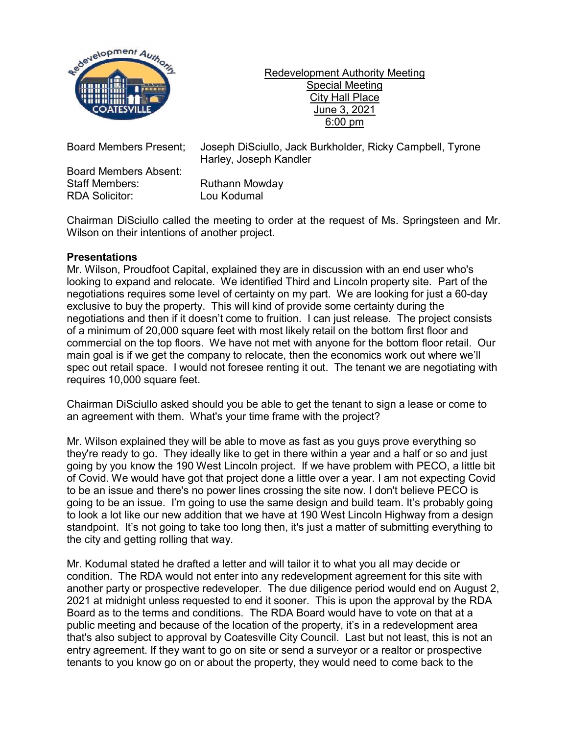Redevelopment Authority Meeting
Special Meeting
City Hall Place
June 3, 2021
6:00 pm

Board Members Present; Joseph DiSciullo, Jack Burkholder, Ricky Campbell, Tyrone Harley, Joseph Kandler

Board Members Absent:

Staff Members: Ruthann Mowday

RDA Solicitor: Lou Kodumal

Chairman DiSciullo called the meeting to order at the request of Ms. Springsteen and Mr. Wilson on their intentions of another project.

**Presentations**

Mr. Wilson, Proudfoot Capital, explained they are in discussion with an end user who's looking to expand and relocate. We identified Third and Lincoln property site. Part of the negotiations requires some level of certainty on my part. We are looking for just a 60-day exclusive to buy the property. This will kind of provide some certainty during the negotiations and then if it doesn't come to fruition. I can just release. The project consists of a minimum of 20,000 square feet with most likely retail on the bottom first floor and commercial on the top floors. We have not met with anyone for the bottom floor retail. Our main goal is if we get the company to relocate, then the economics work out where we'll spec out retail space. I would not foresee renting it out. The tenant we are negotiating with requires 10,000 square feet.

Chairman DiSciullo asked should you be able to get the tenant to sign a lease or come to an agreement with them. What's your time frame with the project?

Mr. Wilson explained they will be able to move as fast as you guys prove everything so they're ready to go. They ideally like to get in there within a year and a half or so and just going by you know the 190 West Lincoln project. If we have problem with PECO, a little bit of Covid. We would have got that project done a little over a year. I am not expecting Covid to be an issue and there's no power lines crossing the site now. I don't believe PECO is going to be an issue. I'm going to use the same design and build team. It's probably going to look a lot like our new addition that we have at 190 West Lincoln Highway from a design standpoint. It's not going to take too long then, it's just a matter of submitting everything to the city and getting rolling that way.

Mr. Kodumal stated he drafted a letter and will tailor it to what you all may decide or condition. The RDA would not enter into any redevelopment agreement for this site with another party or prospective redeveloper. The due diligence period would end on August 2, 2021 at midnight unless requested to end it sooner. This is upon the approval by the RDA Board as to the terms and conditions. The RDA Board would have to vote on that at a public meeting and because of the location of the property, it's in a redevelopment area that's also subject to approval by Coatesville City Council. Last but not least, this is not an entry agreement. If they want to go on site or send a surveyor or a realtor or prospective tenants to you know go on or about the property, they would need to come back to the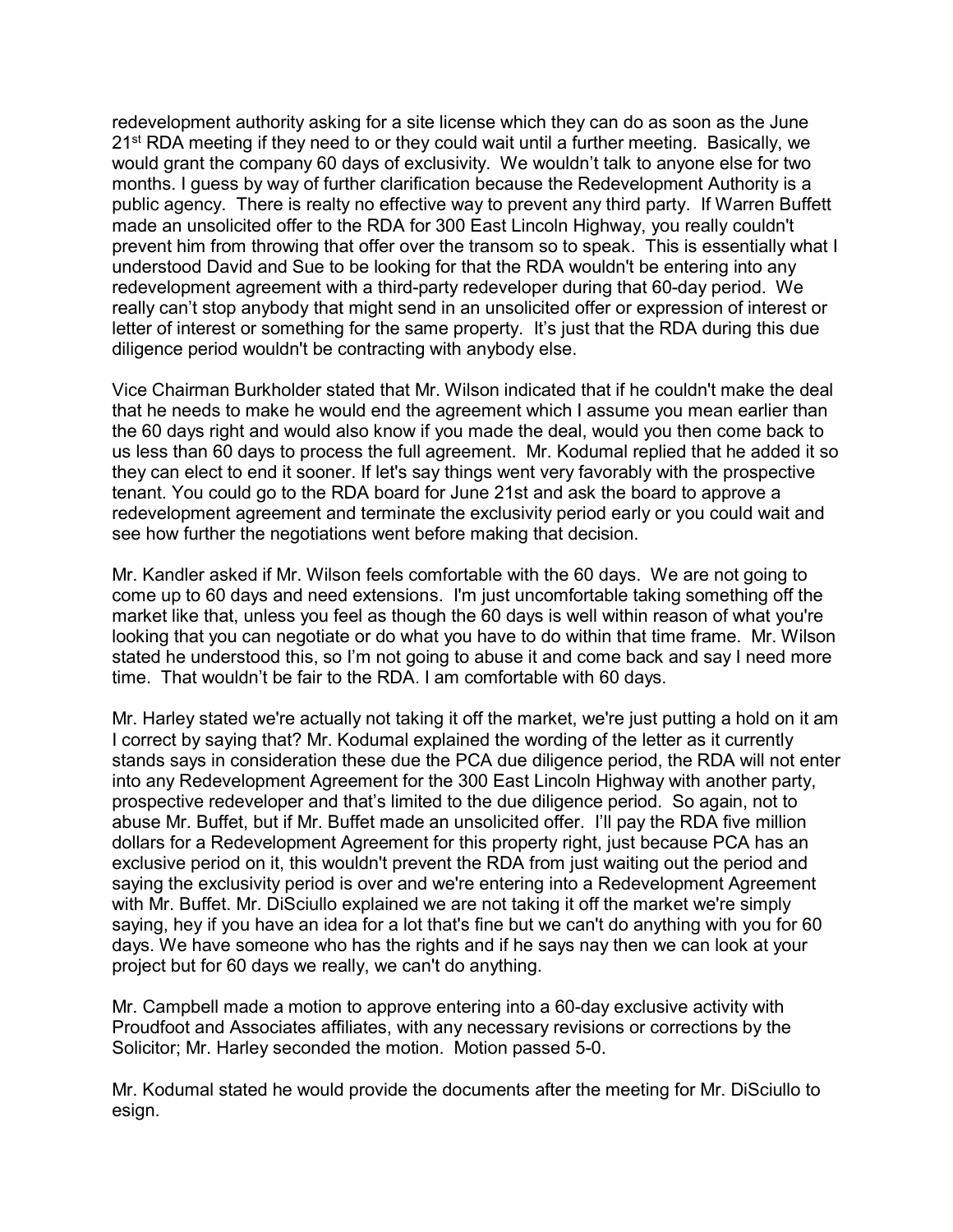redevelopment authority asking for a site license which they can do as soon as the June 21st RDA meeting if they need to or they could wait until a further meeting. Basically, we would grant the company 60 days of exclusivity. We wouldn't talk to anyone else for two months. I guess by way of further clarification because the Redevelopment Authority is a public agency. There is realty no effective way to prevent any third party. If Warren Buffett made an unsolicited offer to the RDA for 300 East Lincoln Highway, you really couldn't prevent him from throwing that offer over the transom so to speak. This is essentially what I understood David and Sue to be looking for that the RDA wouldn't be entering into any redevelopment agreement with a third-party redeveloper during that 60-day period. We really can't stop anybody that might send in an unsolicited offer or expression of interest or letter of interest or something for the same property. It's just that the RDA during this due diligence period wouldn't be contracting with anybody else.

Vice Chairman Burkholder stated that Mr. Wilson indicated that if he couldn't make the deal that he needs to make he would end the agreement which I assume you mean earlier than the 60 days right and would also know if you made the deal, would you then come back to us less than 60 days to process the full agreement. Mr. Kodumal replied that he added it so they can elect to end it sooner. If let's say things went very favorably with the prospective tenant. You could go to the RDA board for June 21st and ask the board to approve a redevelopment agreement and terminate the exclusivity period early or you could wait and see how further the negotiations went before making that decision.

Mr. Kandler asked if Mr. Wilson feels comfortable with the 60 days. We are not going to come up to 60 days and need extensions. I'm just uncomfortable taking something off the market like that, unless you feel as though the 60 days is well within reason of what you're looking that you can negotiate or do what you have to do within that time frame. Mr. Wilson stated he understood this, so I'm not going to abuse it and come back and say I need more time. That wouldn't be fair to the RDA. I am comfortable with 60 days.

Mr. Harley stated we're actually not taking it off the market, we're just putting a hold on it am I correct by saying that? Mr. Kodumal explained the wording of the letter as it currently stands says in consideration these due the PCA due diligence period, the RDA will not enter into any Redevelopment Agreement for the 300 East Lincoln Highway with another party, prospective redeveloper and that's limited to the due diligence period. So again, not to abuse Mr. Buffet, but if Mr. Buffet made an unsolicited offer. I'll pay the RDA five million dollars for a Redevelopment Agreement for this property right, just because PCA has an exclusive period on it, this wouldn't prevent the RDA from just waiting out the period and saying the exclusivity period is over and we're entering into a Redevelopment Agreement with Mr. Buffet. Mr. DiSciullo explained we are not taking it off the market we're simply saying, hey if you have an idea for a lot that's fine but we can't do anything with you for 60 days. We have someone who has the rights and if he says nay then we can look at your project but for 60 days we really, we can't do anything.

Mr. Campbell made a motion to approve entering into a 60-day exclusive activity with Proudfoot and Associates affiliates, with any necessary revisions or corrections by the Solicitor; Mr. Harley seconded the motion. Motion passed 5-0.

Mr. Kodumal stated he would provide the documents after the meeting for Mr. DiSciullo to esign.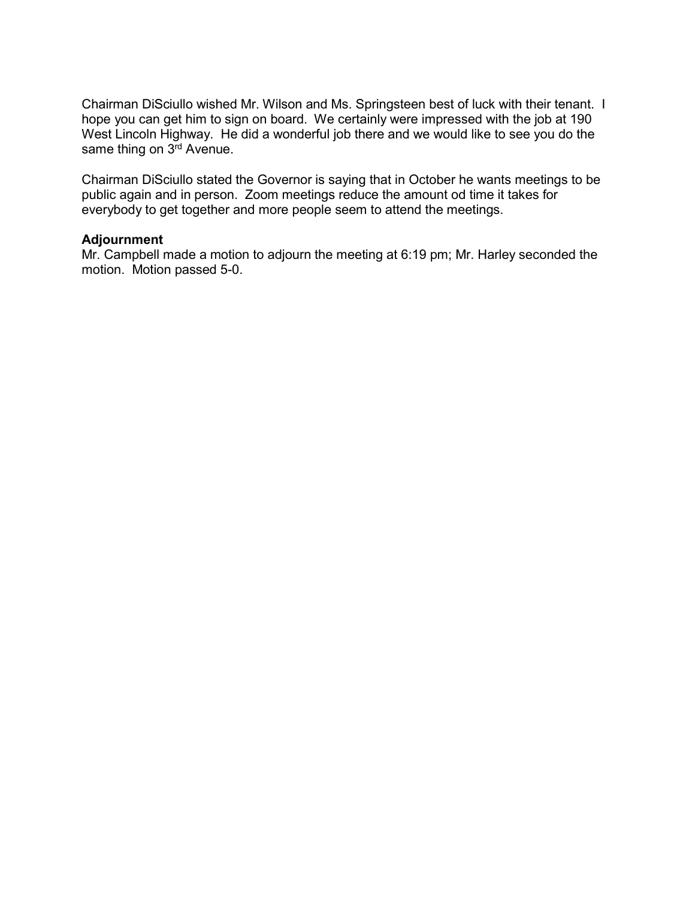Chairman DiSciullo wished Mr. Wilson and Ms. Springsteen best of luck with their tenant. I hope you can get him to sign on board. We certainly were impressed with the job at 190 West Lincoln Highway. He did a wonderful job there and we would like to see you do the same thing on 3rd Avenue.

Chairman DiSciullo stated the Governor is saying that in October he wants meetings to be public again and in person. Zoom meetings reduce the amount od time it takes for everybody to get together and more people seem to attend the meetings.

**Adjournment**
Mr. Campbell made a motion to adjourn the meeting at 6:19 pm; Mr. Harley seconded the motion. Motion passed 5-0.